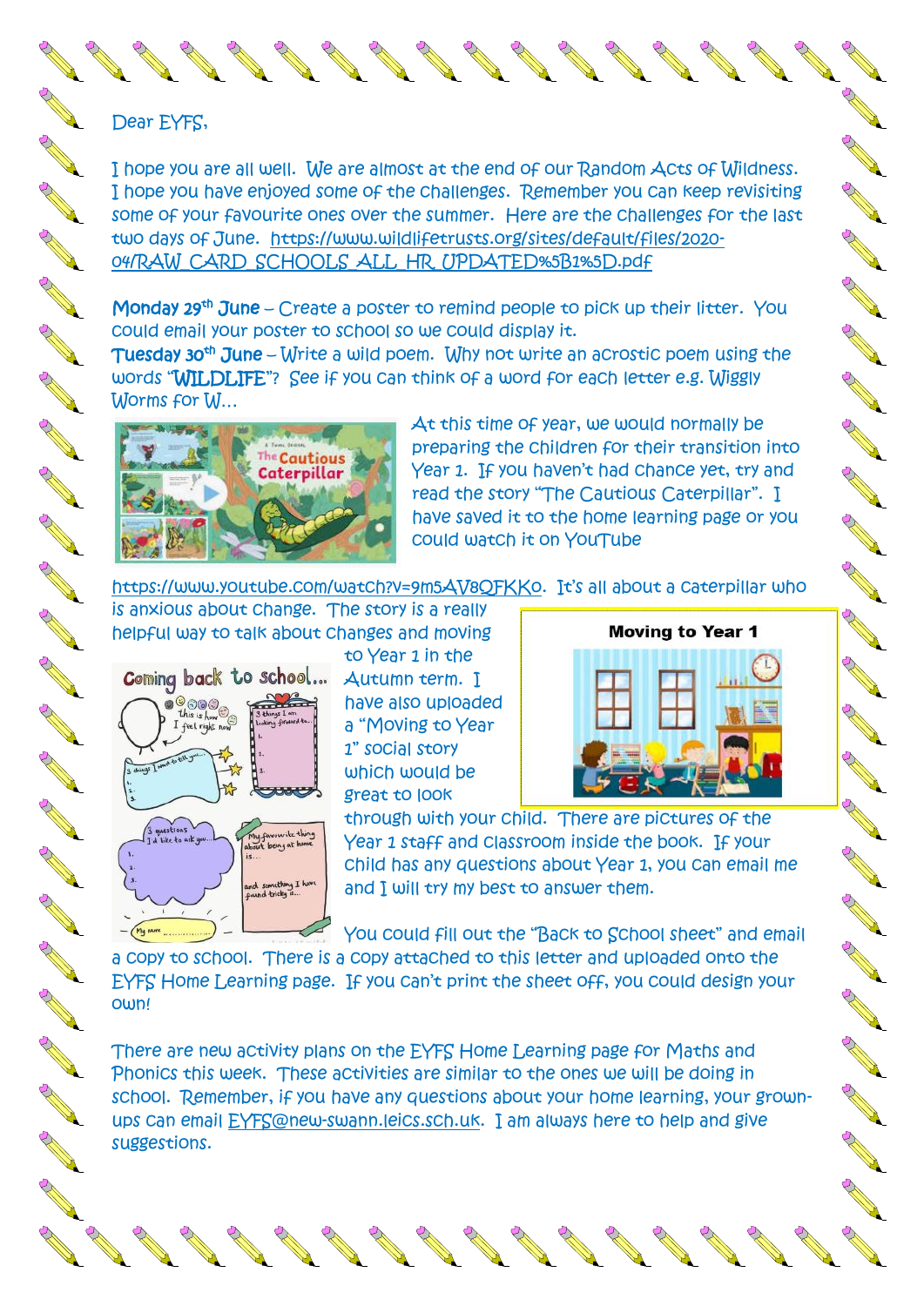Dear EYFS,

I hope you are all well. We are almost at the end of our Random Acts of Wildness. I hope you have enjoyed some of the challenges. Remember you can keep revisiting some of your favourite ones over the summer. Here are the challenges for the last two days of June. https://www.wildlifetrusts.org/sites/default/files/2020-04/RAW_CARD_SCHOOLS_ALL_HR_UPDATED%5B1%5D.pdf

**Monday 29th June** – Create a poster to remind people to pick up their litter. You could email your poster to school so we could display it.

**Tuesday 30th June** – Write a wild poem. Why not write an acrostic poem using the words "**WILDLIFE**"? See if you can think of a word for each letter e.g. Wiggly Worms for W…

At this time of year, we would normally be preparing the children for their transition into Year 1. If you haven't had chance yet, try and read the story "The Cautious Caterpillar". I have saved it to the home learning page or you could watch it on YouTube https://www.youtube.com/watch?v=9m5AV8QFKKo. It's all about a caterpillar who is anxious about change. The story is a really helpful way to talk about changes and moving to Year 1 in the Autumn term. I have also uploaded a "Moving to Year 1" social story which would be great to look through with your child. There are pictures of the Year 1 staff and classroom inside the book. If your child has any questions about Year 1, you can email me and I will try my best to answer them.

You could fill out the "Back to School sheet" and email a copy to school. There is a copy attached to this letter and uploaded onto the EYFS Home Learning page. If you can't print the sheet off, you could design your own!

There are new activity plans on the EYFS Home Learning page for Maths and Phonics this week. These activities are similar to the ones we will be doing in school. Remember, if you have any questions about your home learning, your grown-ups can email EYFS@new-swann.leics.sch.uk. I am always here to help and give suggestions.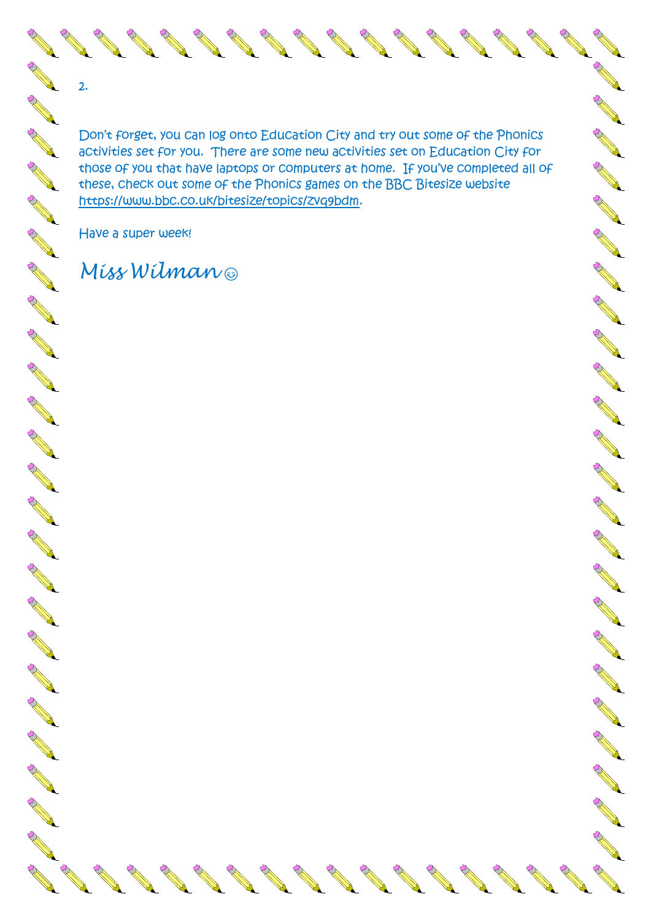Don't forget, you can log onto Education City and try out some of the Phonics activities set for you. There are some new activities set on Education City for those of you that have laptops or computers at home. If you've completed all of these, check out some of the Phonics games on the BBC Bitesize website https://www.bbc.co.uk/bitesize/topics/zvq9bdm.

Have a super week!

*Miss Wilman* ☺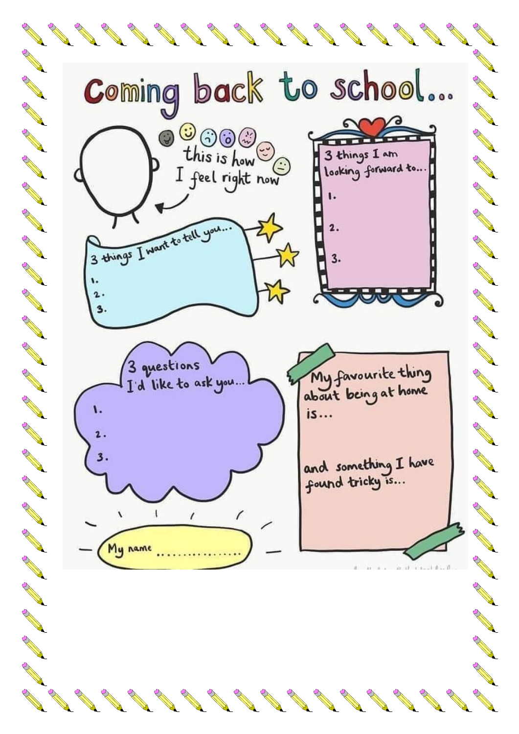# Coming back to school...

this is how I feel right now

3 things I am looking forward to...

1.

2.

3.

3 things I want to tell you...

1.
2.
3.

3 questions I'd like to ask you...

1.

2.

3.

My favourite thing about being at home is...

and something I have found tricky is...

My name ................